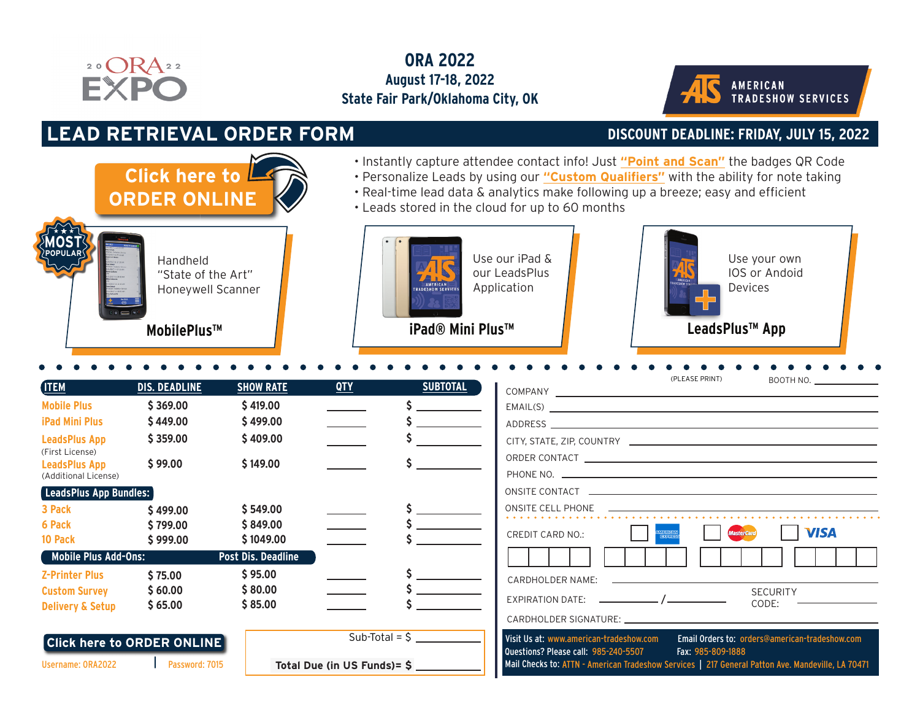# ORA 2022

**August 17-18, 2022**

**State Fair Park/Oklahoma City, OK**

2022 ORA EXPO

AMERICAN TRADESHOW SERVICES

## LEAD RETRIEVAL ORDER FORM

**DISCOUNT DEADLINE: FRIDAY, JULY 15, 2022**

**Click here to ORDER ONLINE**

- Instantly capture attendee contact info! Just **"Point and Scan"** the badges QR Code
- Personalize Leads by using our **"Custom Qualifiers"** with the ability for note taking
- Real-time lead data & analytics make following up a breeze; easy and efficient
- Leads stored in the cloud for up to 60 months

**MOST POPULAR**

Handheld "State of the Art" Honeywell Scanner

**MobilePlus™**

Use our iPad & our LeadsPlus Application

**iPad® Mini Plus™**

Use your own IOS or Andoid Devices

**LeadsPlus™ App**

| ITEM | DIS. DEADLINE | SHOW RATE | QTY | SUBTOTAL |
|---|---|---|---|---|
| Mobile Plus | $ 369.00 | $ 419.00 | ______ | $ ______ |
| iPad Mini Plus | $ 449.00 | $ 499.00 | ______ | $ ______ |
| LeadsPlus App (First License) | $ 359.00 | $ 409.00 | ______ | $ ______ |
| LeadsPlus App (Additional License) | $ 99.00 | $ 149.00 | ______ | $ ______ |
| **LeadsPlus App Bundles:** | | | | |
| 3 Pack | $ 499.00 | $ 549.00 | ______ | $ ______ |
| 6 Pack | $ 799.00 | $ 849.00 | ______ | $ ______ |
| 10 Pack | $ 999.00 | $ 1049.00 | ______ | $ ______ |
| **Mobile Plus Add-Ons:** | | **Post Dis. Deadline** | | |
| Z-Printer Plus | $ 75.00 | $ 95.00 | ______ | $ ______ |
| Custom Survey | $ 60.00 | $ 80.00 | ______ | $ ______ |
| Delivery & Setup | $ 65.00 | $ 85.00 | ______ | $ ______ |

**Click here to ORDER ONLINE**

Username: ORA2022 | Password: 7015

Sub-Total = $ ______

**Total Due (in US Funds)= $** ______

(PLEASE PRINT)

BOOTH NO. ______

COMPANY ______

EMAIL(S) ______

ADDRESS ______

CITY, STATE, ZIP, COUNTRY ______

ORDER CONTACT ______

PHONE NO. ______

ONSITE CONTACT ______

ONSITE CELL PHONE ______

CREDIT CARD NO.: ☐ AMERICAN EXPRESS ☐ MasterCard ☐ VISA

CARDHOLDER NAME: ______

EXPIRATION DATE: ______ / ______ SECURITY CODE: ______

CARDHOLDER SIGNATURE: ______

Visit Us at: www.american-tradeshow.com | Email Orders to: orders@american-tradeshow.com

Questions? Please call: 985-240-5507 | Fax: 985-809-1888

Mail Checks to: ATTN - American Tradeshow Services | 217 General Patton Ave. Mandeville, LA 70471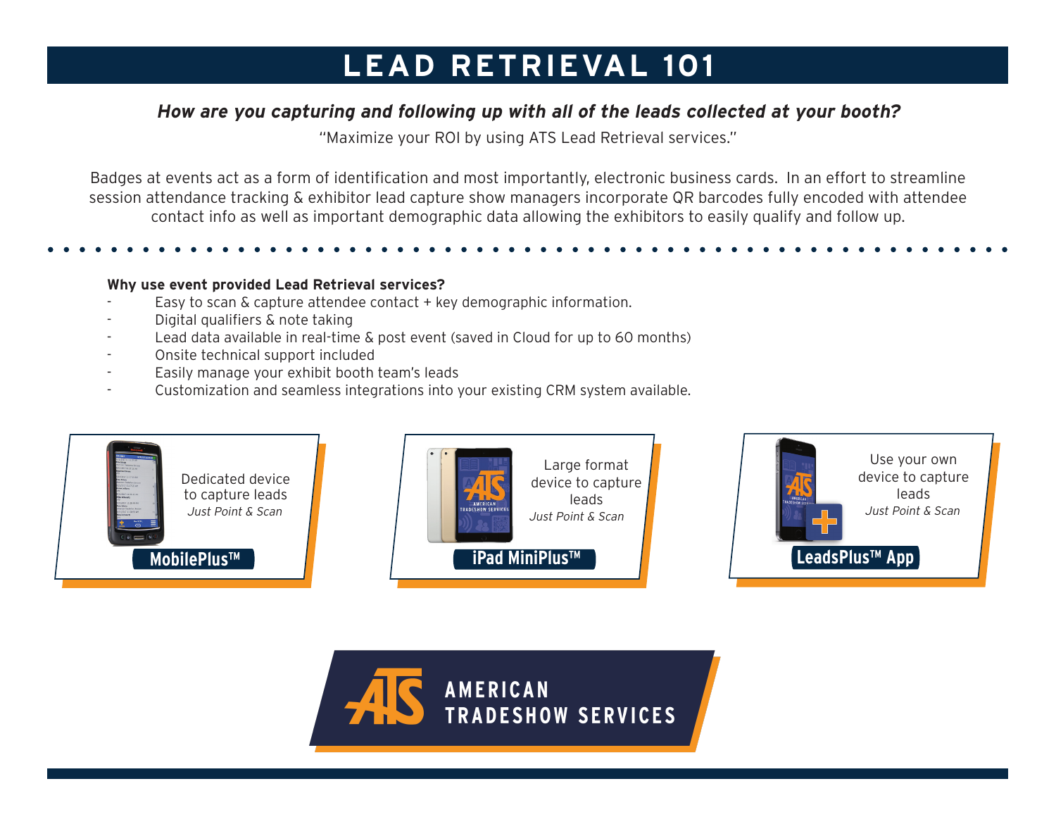# LEAD RETRIEVAL 101

***How are you capturing and following up with all of the leads collected at your booth?***

"Maximize your ROI by using ATS Lead Retrieval services."

Badges at events act as a form of identification and most importantly, electronic business cards. In an effort to streamline session attendance tracking & exhibitor lead capture show managers incorporate QR barcodes fully encoded with attendee contact info as well as important demographic data allowing the exhibitors to easily qualify and follow up.

**Why use event provided Lead Retrieval services?**

- Easy to scan & capture attendee contact + key demographic information.
- Digital qualifiers & note taking
- Lead data available in real-time & post event (saved in Cloud for up to 60 months)
- Onsite technical support included
- Easily manage your exhibit booth team's leads
- Customization and seamless integrations into your existing CRM system available.

Dedicated device to capture leads
*Just Point & Scan*

**MobilePlus™**

Large format device to capture leads
*Just Point & Scan*

**iPad MiniPlus™**

Use your own device to capture leads
*Just Point & Scan*

**LeadsPlus™ App**

ATS AMERICAN TRADESHOW SERVICES